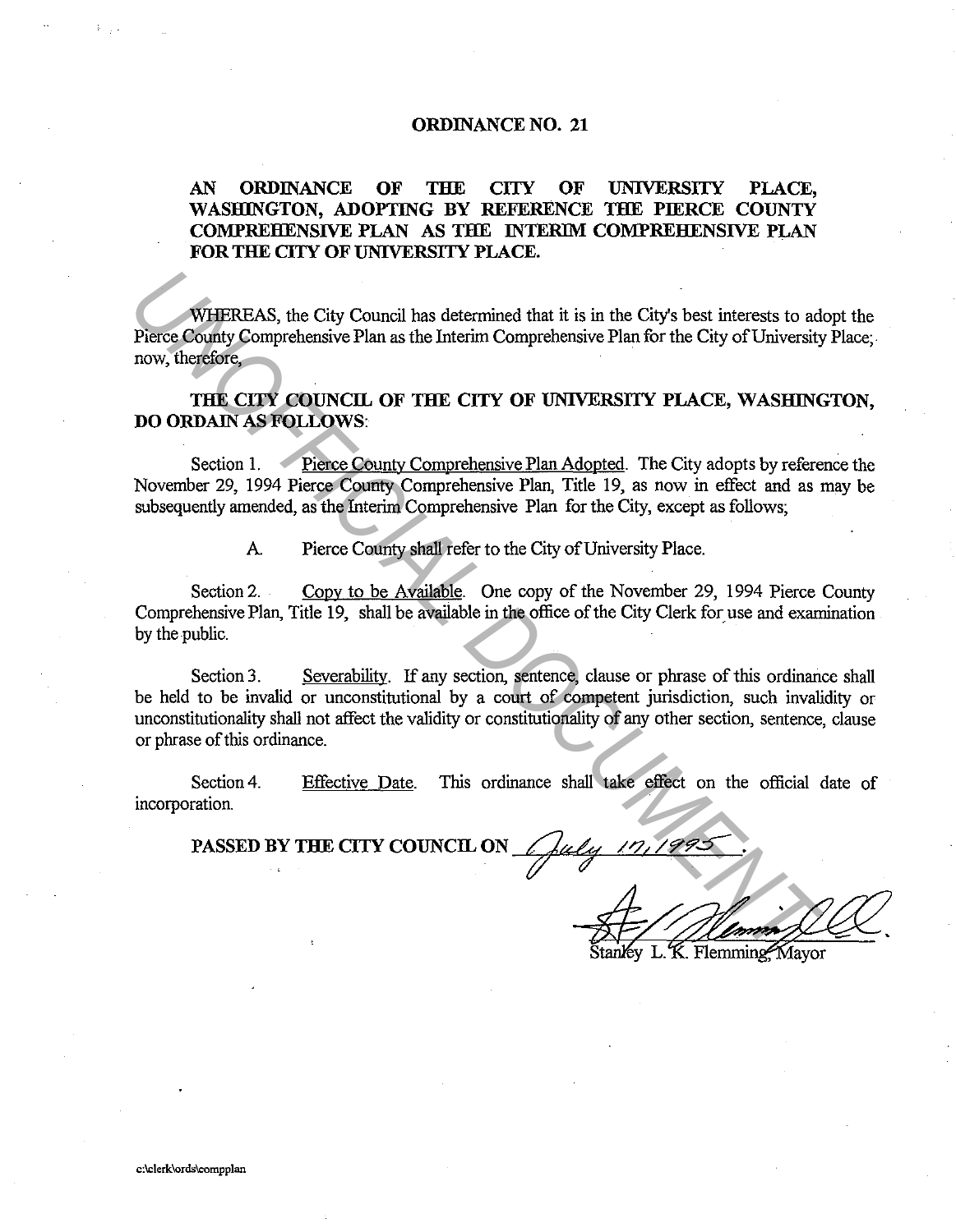# ORDINANCE NO. 21

## AN ORDINANCE OF THE CITY OF UNIVERSITY PLACE, WASHINGTON, ADOPTING BY REFERENCE THE PIERCE COUNTY COMPREHENSIVE PLAN AS THE INTERIM COMPREHENSIVE PLAN FOR THE CITY OF UNIVERSITY PLACE.

WHEREAS, the City Council has determined that it is in the City's best interests to adopt the Pierce County Comprehensive Plan as the Interim Comprehensive Plan for the City of University Place; now, therefore,

**THE CITY COUNCIL OF THE CITY OF UNIVERSITY PLACE, WASHINGTON, DO ORDAIN AS FOLLOWS:**

Section 1. Pierce County Comprehensive Plan Adopted. The City adopts by reference the November 29, 1994 Pierce County Comprehensive Plan, Title 19, as now in effect and as may be subsequently amended, as the Interim Comprehensive Plan for the City, except as follows;

A. Pierce County shall refer to the City of University Place.

Section 2. Copy to be Available. One copy of the November 29, 1994 Pierce County Comprehensive Plan, Title 19, shall be available in the office of the City Clerk for use and examination by the public.

Section 3. Severability. If any section, sentence, clause or phrase of this ordinance shall be held to be invalid or unconstitutional by a court of competent jurisdiction, such invalidity or unconstitutionality shall not affect the validity or constitutionality of any other section, sentence, clause or phrase of this ordinance.

Section 4. Effective Date. This ordinance shall take effect on the official date of incorporation.

**PASSED BY THE CITY COUNCIL ON** July 17, 1995.

Stanley L. K. Flemming, Mayor

c:\clerk\ords\compplan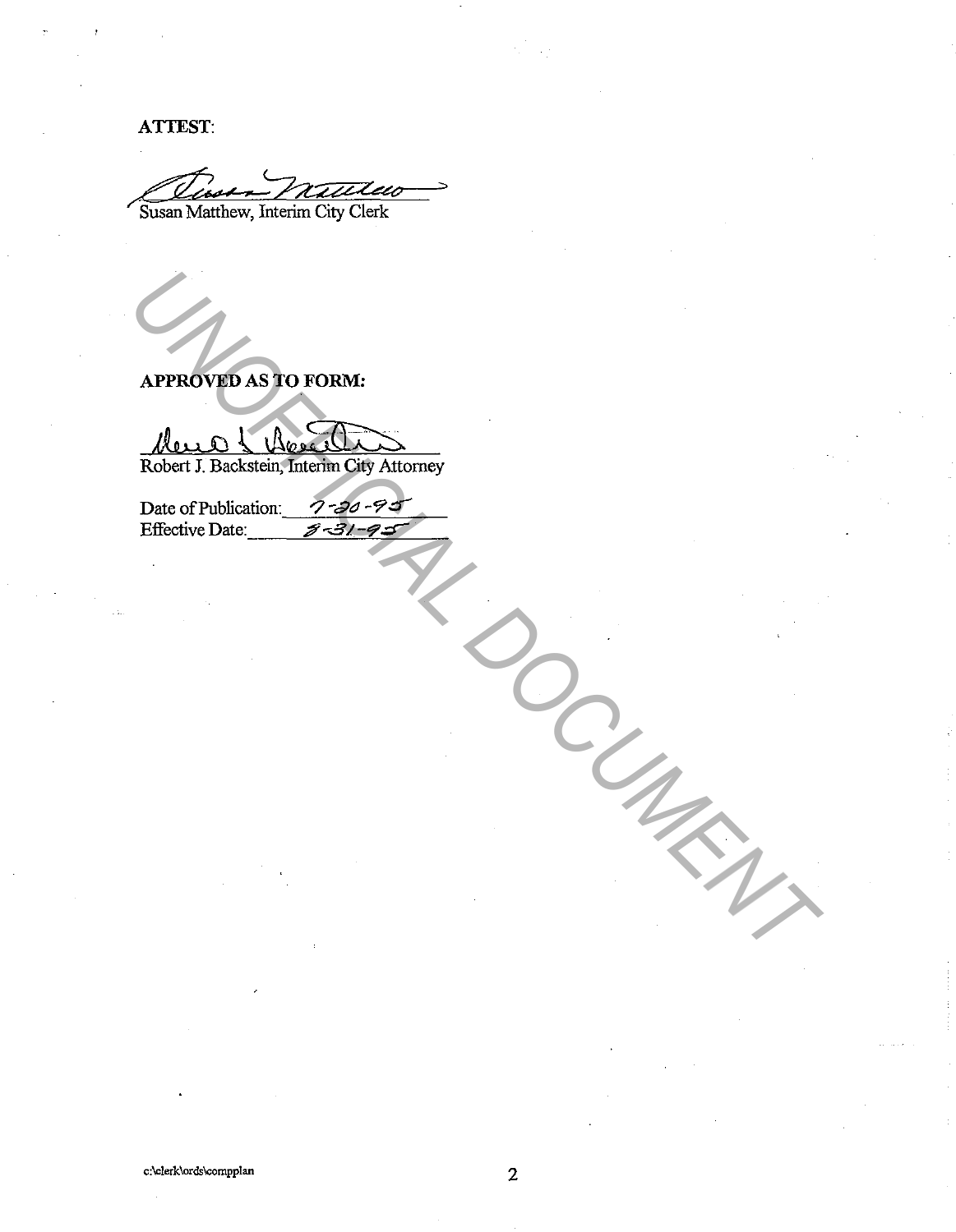**ATTEST:**

Susan Matthew, Interim City Clerk

**APPROVED AS TO FORM:**

Robert J. Backstein, Interim City Attorney

Date of Publication: 7-20-95

Effective Date: 8-31-95

UNOFFICIAL DOCUMENT

c:\clerk\ords\compplan